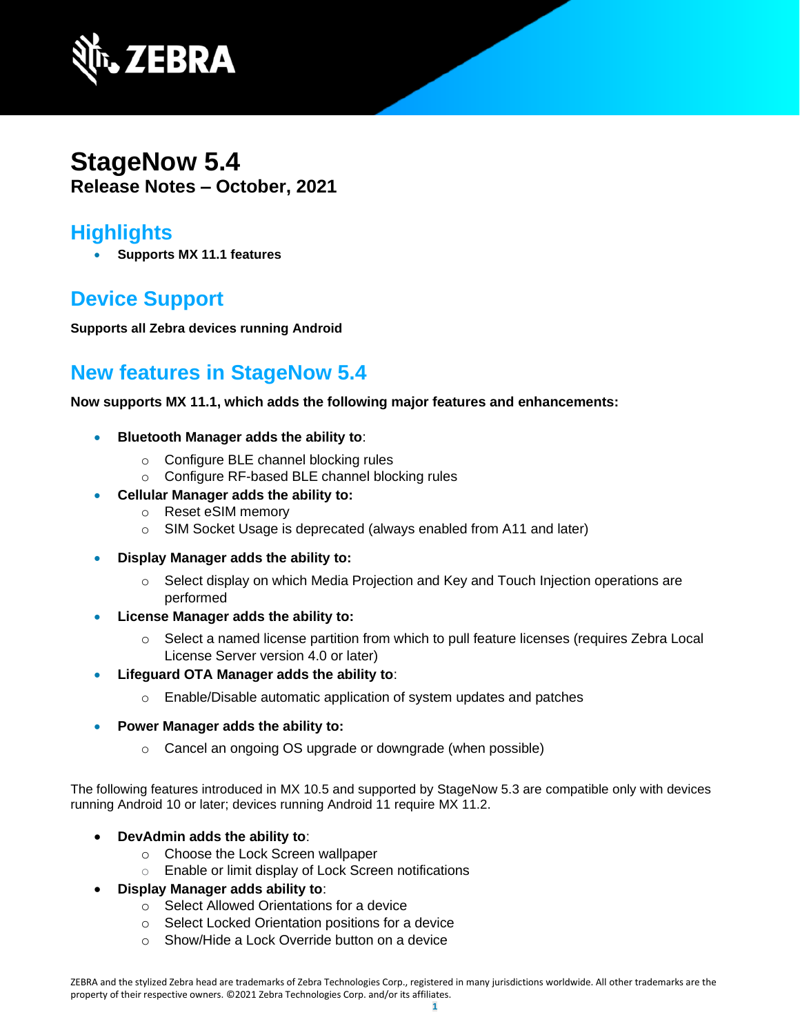# StageNow 5.4

**Release Notes – October, 2021**

## Highlights

- **Supports MX 11.1 features**

## Device Support

**Supports all Zebra devices running Android**

## New features in StageNow 5.4

**Now supports MX 11.1, which adds the following major features and enhancements:**

- **Bluetooth Manager adds the ability to**:
  - Configure BLE channel blocking rules
  - Configure RF-based BLE channel blocking rules
- **Cellular Manager adds the ability to:**
  - Reset eSIM memory
  - SIM Socket Usage is deprecated (always enabled from A11 and later)
- **Display Manager adds the ability to:**
  - Select display on which Media Projection and Key and Touch Injection operations are performed
- **License Manager adds the ability to:**
  - Select a named license partition from which to pull feature licenses (requires Zebra Local License Server version 4.0 or later)
- **Lifeguard OTA Manager adds the ability to**:
  - Enable/Disable automatic application of system updates and patches
- **Power Manager adds the ability to:**
  - Cancel an ongoing OS upgrade or downgrade (when possible)

The following features introduced in MX 10.5 and supported by StageNow 5.3 are compatible only with devices running Android 10 or later; devices running Android 11 require MX 11.2.

- **DevAdmin adds the ability to**:
  - Choose the Lock Screen wallpaper
  - Enable or limit display of Lock Screen notifications
- **Display Manager adds ability to**:
  - Select Allowed Orientations for a device
  - Select Locked Orientation positions for a device
  - Show/Hide a Lock Override button on a device

ZEBRA and the stylized Zebra head are trademarks of Zebra Technologies Corp., registered in many jurisdictions worldwide. All other trademarks are the property of their respective owners. ©2021 Zebra Technologies Corp. and/or its affiliates.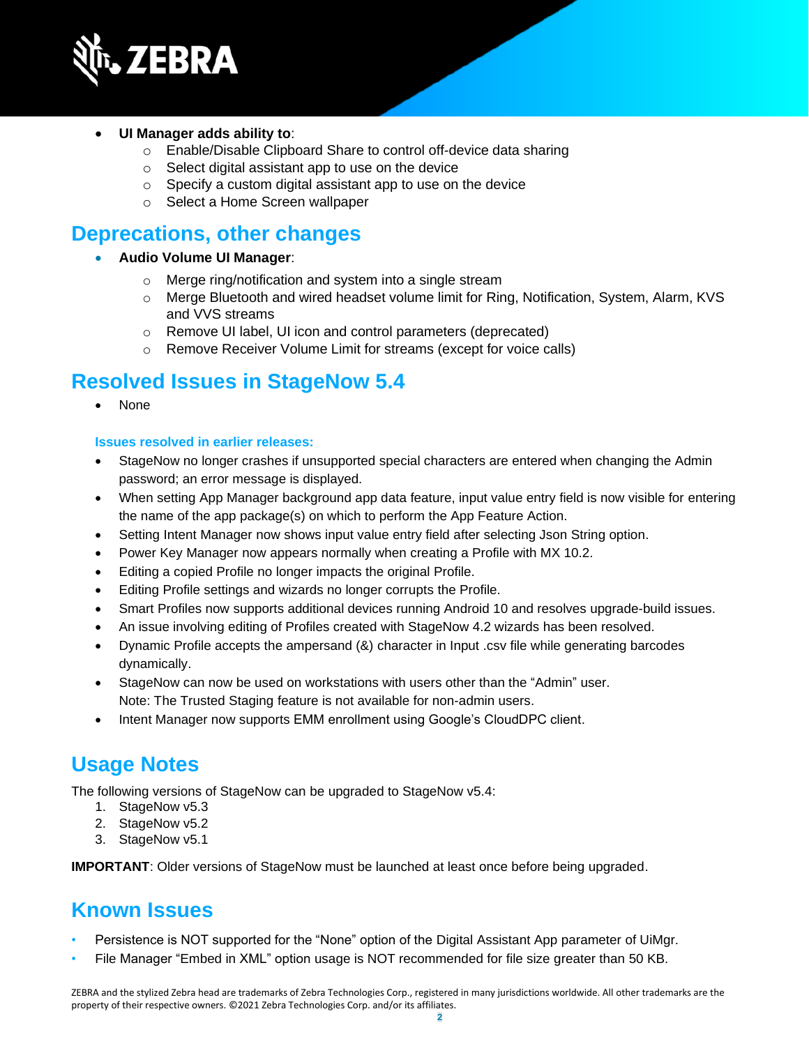- **UI Manager adds ability to**:
  - Enable/Disable Clipboard Share to control off-device data sharing
  - Select digital assistant app to use on the device
  - Specify a custom digital assistant app to use on the device
  - Select a Home Screen wallpaper

## Deprecations, other changes

- **Audio Volume UI Manager**:
  - Merge ring/notification and system into a single stream
  - Merge Bluetooth and wired headset volume limit for Ring, Notification, System, Alarm, KVS and VVS streams
  - Remove UI label, UI icon and control parameters (deprecated)
  - Remove Receiver Volume Limit for streams (except for voice calls)

## Resolved Issues in StageNow 5.4

- None

#### Issues resolved in earlier releases:

- StageNow no longer crashes if unsupported special characters are entered when changing the Admin password; an error message is displayed.
- When setting App Manager background app data feature, input value entry field is now visible for entering the name of the app package(s) on which to perform the App Feature Action.
- Setting Intent Manager now shows input value entry field after selecting Json String option.
- Power Key Manager now appears normally when creating a Profile with MX 10.2.
- Editing a copied Profile no longer impacts the original Profile.
- Editing Profile settings and wizards no longer corrupts the Profile.
- Smart Profiles now supports additional devices running Android 10 and resolves upgrade-build issues.
- An issue involving editing of Profiles created with StageNow 4.2 wizards has been resolved.
- Dynamic Profile accepts the ampersand (&) character in Input .csv file while generating barcodes dynamically.
- StageNow can now be used on workstations with users other than the "Admin" user.
  Note: The Trusted Staging feature is not available for non-admin users.
- Intent Manager now supports EMM enrollment using Google's CloudDPC client.

## Usage Notes

The following versions of StageNow can be upgraded to StageNow v5.4:

1. StageNow v5.3
2. StageNow v5.2
3. StageNow v5.1

**IMPORTANT**: Older versions of StageNow must be launched at least once before being upgraded.

## Known Issues

- Persistence is NOT supported for the "None" option of the Digital Assistant App parameter of UiMgr.
- File Manager "Embed in XML" option usage is NOT recommended for file size greater than 50 KB.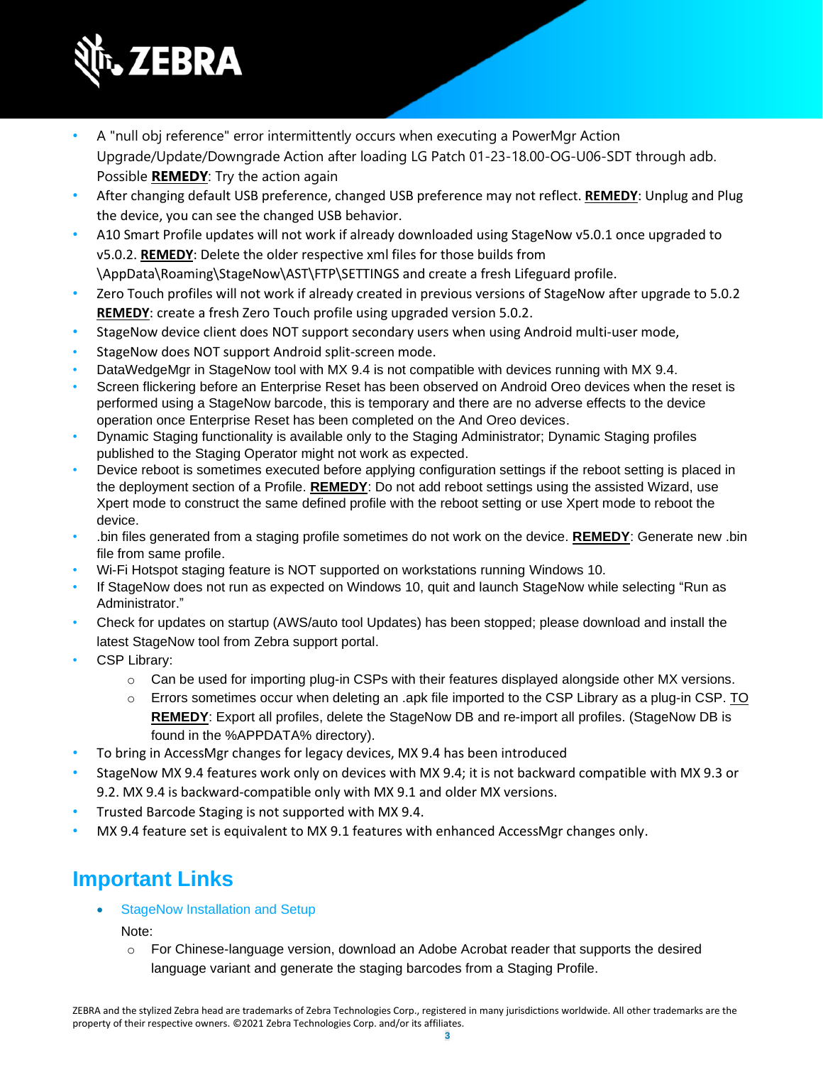- A "null obj reference" error intermittently occurs when executing a PowerMgr Action Upgrade/Update/Downgrade Action after loading LG Patch 01-23-18.00-OG-U06-SDT through adb. Possible **REMEDY**: Try the action again
- After changing default USB preference, changed USB preference may not reflect. **REMEDY**: Unplug and Plug the device, you can see the changed USB behavior.
- A10 Smart Profile updates will not work if already downloaded using StageNow v5.0.1 once upgraded to v5.0.2. **REMEDY**: Delete the older respective xml files for those builds from \AppData\Roaming\StageNow\AST\FTP\SETTINGS and create a fresh Lifeguard profile.
- Zero Touch profiles will not work if already created in previous versions of StageNow after upgrade to 5.0.2 **REMEDY**: create a fresh Zero Touch profile using upgraded version 5.0.2.
- StageNow device client does NOT support secondary users when using Android multi-user mode,
- StageNow does NOT support Android split-screen mode.
- DataWedgeMgr in StageNow tool with MX 9.4 is not compatible with devices running with MX 9.4.
- Screen flickering before an Enterprise Reset has been observed on Android Oreo devices when the reset is performed using a StageNow barcode, this is temporary and there are no adverse effects to the device operation once Enterprise Reset has been completed on the And Oreo devices.
- Dynamic Staging functionality is available only to the Staging Administrator; Dynamic Staging profiles published to the Staging Operator might not work as expected.
- Device reboot is sometimes executed before applying configuration settings if the reboot setting is placed in the deployment section of a Profile. **REMEDY**: Do not add reboot settings using the assisted Wizard, use Xpert mode to construct the same defined profile with the reboot setting or use Xpert mode to reboot the device.
- .bin files generated from a staging profile sometimes do not work on the device. **REMEDY**: Generate new .bin file from same profile.
- Wi-Fi Hotspot staging feature is NOT supported on workstations running Windows 10.
- If StageNow does not run as expected on Windows 10, quit and launch StageNow while selecting “Run as Administrator.”
- Check for updates on startup (AWS/auto tool Updates) has been stopped; please download and install the latest StageNow tool from Zebra support portal.
- CSP Library:
  - Can be used for importing plug-in CSPs with their features displayed alongside other MX versions.
  - Errors sometimes occur when deleting an .apk file imported to the CSP Library as a plug-in CSP. TO **REMEDY**: Export all profiles, delete the StageNow DB and re-import all profiles. (StageNow DB is found in the %APPDATA% directory).
- To bring in AccessMgr changes for legacy devices, MX 9.4 has been introduced
- StageNow MX 9.4 features work only on devices with MX 9.4; it is not backward compatible with MX 9.3 or 9.2. MX 9.4 is backward-compatible only with MX 9.1 and older MX versions.
- Trusted Barcode Staging is not supported with MX 9.4.
- MX 9.4 feature set is equivalent to MX 9.1 features with enhanced AccessMgr changes only.

## Important Links

- StageNow Installation and Setup

  Note:
  - For Chinese-language version, download an Adobe Acrobat reader that supports the desired language variant and generate the staging barcodes from a Staging Profile.

ZEBRA and the stylized Zebra head are trademarks of Zebra Technologies Corp., registered in many jurisdictions worldwide. All other trademarks are the property of their respective owners. ©2021 Zebra Technologies Corp. and/or its affiliates.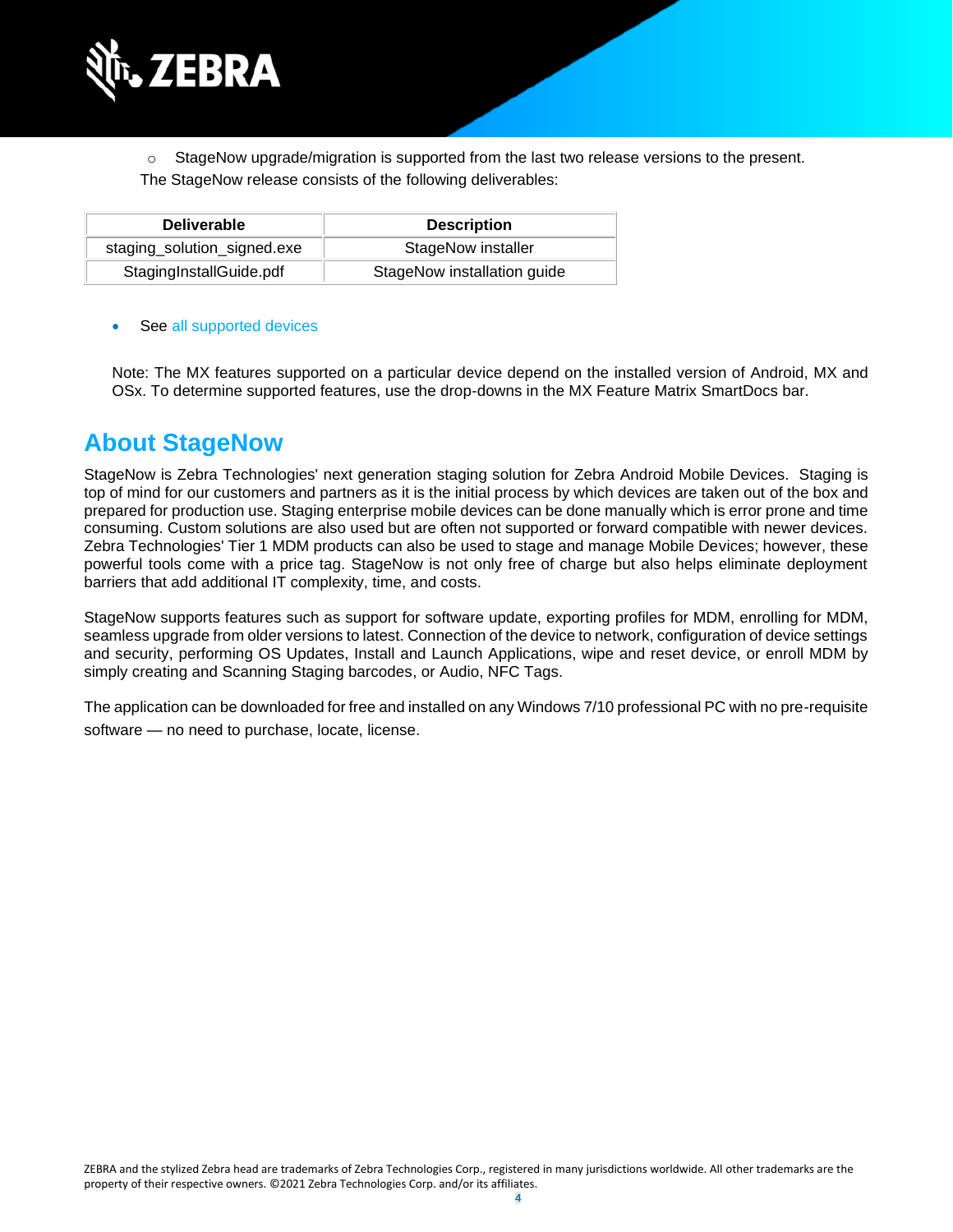- StageNow upgrade/migration is supported from the last two release versions to the present.

The StageNow release consists of the following deliverables:

| Deliverable | Description |
| --- | --- |
| staging_solution_signed.exe | StageNow installer |
| StagingInstallGuide.pdf | StageNow installation guide |

- See all supported devices

Note: The MX features supported on a particular device depend on the installed version of Android, MX and OSx. To determine supported features, use the drop-downs in the MX Feature Matrix SmartDocs bar.

## About StageNow

StageNow is Zebra Technologies' next generation staging solution for Zebra Android Mobile Devices. Staging is top of mind for our customers and partners as it is the initial process by which devices are taken out of the box and prepared for production use. Staging enterprise mobile devices can be done manually which is error prone and time consuming. Custom solutions are also used but are often not supported or forward compatible with newer devices. Zebra Technologies' Tier 1 MDM products can also be used to stage and manage Mobile Devices; however, these powerful tools come with a price tag. StageNow is not only free of charge but also helps eliminate deployment barriers that add additional IT complexity, time, and costs.

StageNow supports features such as support for software update, exporting profiles for MDM, enrolling for MDM, seamless upgrade from older versions to latest. Connection of the device to network, configuration of device settings and security, performing OS Updates, Install and Launch Applications, wipe and reset device, or enroll MDM by simply creating and Scanning Staging barcodes, or Audio, NFC Tags.

The application can be downloaded for free and installed on any Windows 7/10 professional PC with no pre-requisite software — no need to purchase, locate, license.

ZEBRA and the stylized Zebra head are trademarks of Zebra Technologies Corp., registered in many jurisdictions worldwide. All other trademarks are the property of their respective owners. ©2021 Zebra Technologies Corp. and/or its affiliates.